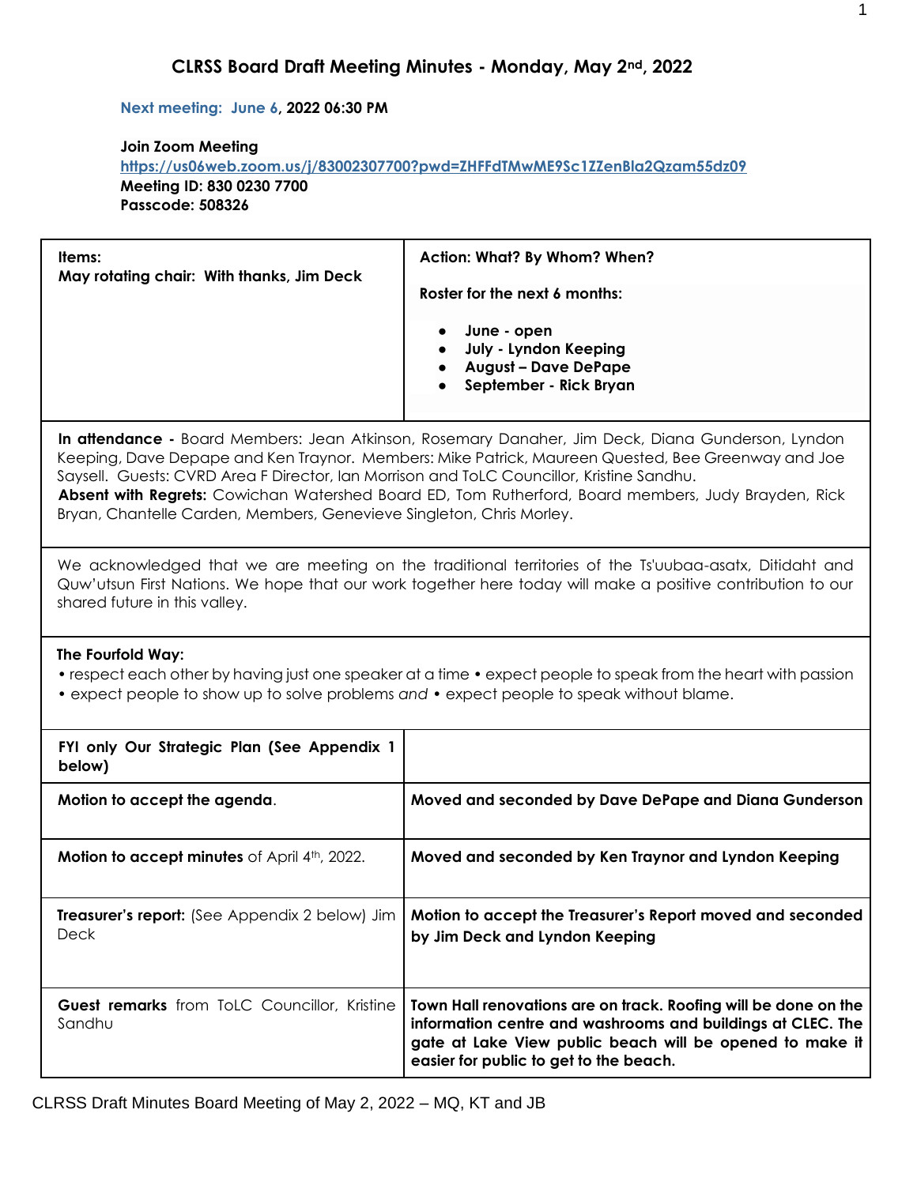# CLRSS Board Draft Meeting Minutes - Monday, May 2nd, 2022

**Next meeting: June 6, 2022 06:30 PM**

**Join Zoom Meeting**
https://us06web.zoom.us/j/83002307700?pwd=ZHFFdTMwME9Sc1ZZenBla2Qzam55dz09
**Meeting ID: 830 0230 7700**
**Passcode: 508326**

| **Items:** **May rotating chair: With thanks, Jim Deck** | **Action: What? By Whom? When?** **Roster for the next 6 months:** • **June - open** • **July - Lyndon Keeping** • **August – Dave DePape** • **September - Rick Bryan** |
|---|---|
| **In attendance -** Board Members: Jean Atkinson, Rosemary Danaher, Jim Deck, Diana Gunderson, Lyndon Keeping, Dave Depape and Ken Traynor. Members: Mike Patrick, Maureen Quested, Bee Greenway and Joe Saysell. Guests: CVRD Area F Director, Ian Morrison and ToLC Councillor, Kristine Sandhu. **Absent with Regrets:** Cowichan Watershed Board ED, Tom Rutherford, Board members, Judy Brayden, Rick Bryan, Chantelle Carden, Members, Genevieve Singleton, Chris Morley. | |
| We acknowledged that we are meeting on the traditional territories of the Ts'uubaa-asatx, Ditidaht and Quw'utsun First Nations. We hope that our work together here today will make a positive contribution to our shared future in this valley. | |
| **The Fourfold Way:** • respect each other by having just one speaker at a time • expect people to speak from the heart with passion • expect people to show up to solve problems *and* • expect people to speak without blame. | |
| **FYI only Our Strategic Plan (See Appendix 1 below)** | |
| **Motion to accept the agenda**. | **Moved and seconded by Dave DePape and Diana Gunderson** |
| **Motion to accept minutes** of April 4th, 2022. | **Moved and seconded by Ken Traynor and Lyndon Keeping** |
| **Treasurer's report:** (See Appendix 2 below) Jim Deck | **Motion to accept the Treasurer's Report moved and seconded by Jim Deck and Lyndon Keeping** |
| **Guest remarks** from ToLC Councillor, Kristine Sandhu | **Town Hall renovations are on track. Roofing will be done on the information centre and washrooms and buildings at CLEC. The gate at Lake View public beach will be opened to make it easier for public to get to the beach.** |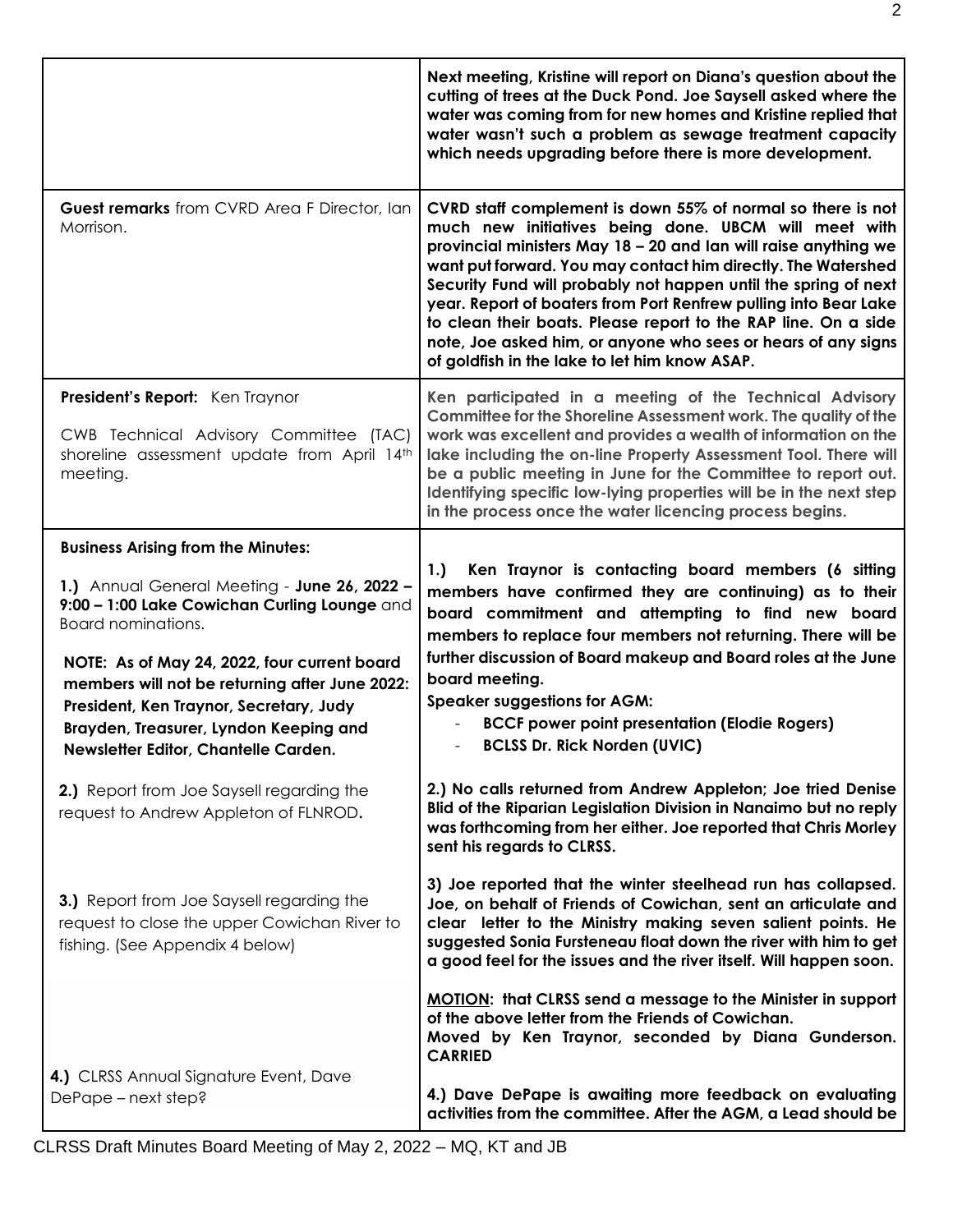| | |
|---|---|
| | **Next meeting, Kristine will report on Diana's question about the cutting of trees at the Duck Pond. Joe Saysell asked where the water was coming from for new homes and Kristine replied that water wasn't such a problem as sewage treatment capacity which needs upgrading before there is more development.** |
| **Guest remarks** from CVRD Area F Director, Ian Morrison. | **CVRD staff complement is down 55% of normal so there is not much new initiatives being done. UBCM will meet with provincial ministers May 18 – 20 and Ian will raise anything we want put forward. You may contact him directly. The Watershed Security Fund will probably not happen until the spring of next year. Report of boaters from Port Renfrew pulling into Bear Lake to clean their boats. Please report to the RAP line. On a side note, Joe asked him, or anyone who sees or hears of any signs of goldfish in the lake to let him know ASAP.** |
| **President's Report:** Ken Traynor<br><br>CWB Technical Advisory Committee (TAC) shoreline assessment update from April 14th meeting. | **Ken participated in a meeting of the Technical Advisory Committee for the Shoreline Assessment work. The quality of the work was excellent and provides a wealth of information on the lake including the on-line Property Assessment Tool. There will be a public meeting in June for the Committee to report out. Identifying specific low-lying properties will be in the next step in the process once the water licencing process begins.** |
| **Business Arising from the Minutes:**<br><br>**1.)** Annual General Meeting - **June 26, 2022 – 9:00 – 1:00 Lake Cowichan Curling Lounge** and Board nominations.<br><br>**NOTE: As of May 24, 2022, four current board members will not be returning after June 2022: President, Ken Traynor, Secretary, Judy Brayden, Treasurer, Lyndon Keeping and Newsletter Editor, Chantelle Carden.** | **1.) Ken Traynor is contacting board members (6 sitting members have confirmed they are continuing) as to their board commitment and attempting to find new board members to replace four members not returning. There will be further discussion of Board makeup and Board roles at the June board meeting.**<br>**Speaker suggestions for AGM:**<br>- **BCCF power point presentation (Elodie Rogers)**<br>- **BCLSS Dr. Rick Norden (UVIC)** |
| **2.)** Report from Joe Saysell regarding the request to Andrew Appleton of FLNROD**.** | **2.) No calls returned from Andrew Appleton; Joe tried Denise Blid of the Riparian Legislation Division in Nanaimo but no reply was forthcoming from her either. Joe reported that Chris Morley sent his regards to CLRSS.** |
| **3.)** Report from Joe Saysell regarding the request to close the upper Cowichan River to fishing. (See Appendix 4 below) | **3) Joe reported that the winter steelhead run has collapsed. Joe, on behalf of Friends of Cowichan, sent an articulate and clear letter to the Ministry making seven salient points. He suggested Sonia Fursteneau float down the river with him to get a good feel for the issues and the river itself. Will happen soon.**<br><br>**MOTION: that CLRSS send a message to the Minister in support of the above letter from the Friends of Cowichan.**<br>**Moved by Ken Traynor, seconded by Diana Gunderson. CARRIED** |
| **4.)** CLRSS Annual Signature Event, Dave DePape – next step? | **4.) Dave DePape is awaiting more feedback on evaluating activities from the committee. After the AGM, a Lead should be** |

CLRSS Draft Minutes Board Meeting of May 2, 2022 – MQ, KT and JB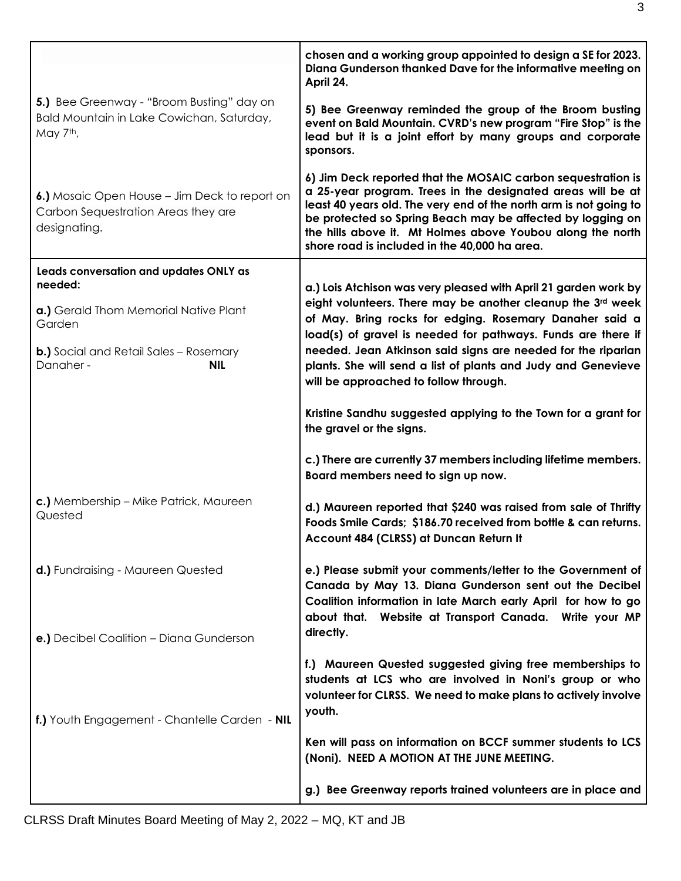| | |
|---|---|
| | **chosen and a working group appointed to design a SE for 2023. Diana Gunderson thanked Dave for the informative meeting on April 24.** |
| **5.)** Bee Greenway - "Broom Busting" day on Bald Mountain in Lake Cowichan, Saturday, May 7th, | **5) Bee Greenway reminded the group of the Broom busting event on Bald Mountain. CVRD's new program "Fire Stop" is the lead but it is a joint effort by many groups and corporate sponsors.** |
| **6.)** Mosaic Open House – Jim Deck to report on Carbon Sequestration Areas they are designating. | **6) Jim Deck reported that the MOSAIC carbon sequestration is a 25-year program. Trees in the designated areas will be at least 40 years old. The very end of the north arm is not going to be protected so Spring Beach may be affected by logging on the hills above it. Mt Holmes above Youbou along the north shore road is included in the 40,000 ha area.** |
| **Leads conversation and updates ONLY as needed:**<br><br>**a.)** Gerald Thom Memorial Native Plant Garden<br><br>**b.)** Social and Retail Sales – Rosemary Danaher - **NIL**<br><br><br><br><br><br><br><br>**c.)** Membership – Mike Patrick, Maureen Quested<br><br><br>**d.)** Fundraising - Maureen Quested<br><br><br><br>**e.)** Decibel Coalition – Diana Gunderson<br><br><br><br>**f.)** Youth Engagement - Chantelle Carden - **NIL** | **a.) Lois Atchison was very pleased with April 21 garden work by eight volunteers. There may be another cleanup the 3rd week of May. Bring rocks for edging. Rosemary Danaher said a load(s) of gravel is needed for pathways. Funds are there if needed. Jean Atkinson said signs are needed for the riparian plants. She will send a list of plants and Judy and Genevieve will be approached to follow through.**<br><br>**Kristine Sandhu suggested applying to the Town for a grant for the gravel or the signs.**<br><br>**c.) There are currently 37 members including lifetime members. Board members need to sign up now.**<br><br>**d.) Maureen reported that $240 was raised from sale of Thrifty Foods Smile Cards; $186.70 received from bottle & can returns. Account 484 (CLRSS) at Duncan Return It**<br><br>**e.) Please submit your comments/letter to the Government of Canada by May 13. Diana Gunderson sent out the Decibel Coalition information in late March early April for how to go about that. Website at Transport Canada. Write your MP directly.**<br><br>**f.) Maureen Quested suggested giving free memberships to students at LCS who are involved in Noni's group or who volunteer for CLRSS. We need to make plans to actively involve youth.**<br><br>**Ken will pass on information on BCCF summer students to LCS (Noni). NEED A MOTION AT THE JUNE MEETING.**<br><br>**g.) Bee Greenway reports trained volunteers are in place and** |

CLRSS Draft Minutes Board Meeting of May 2, 2022 – MQ, KT and JB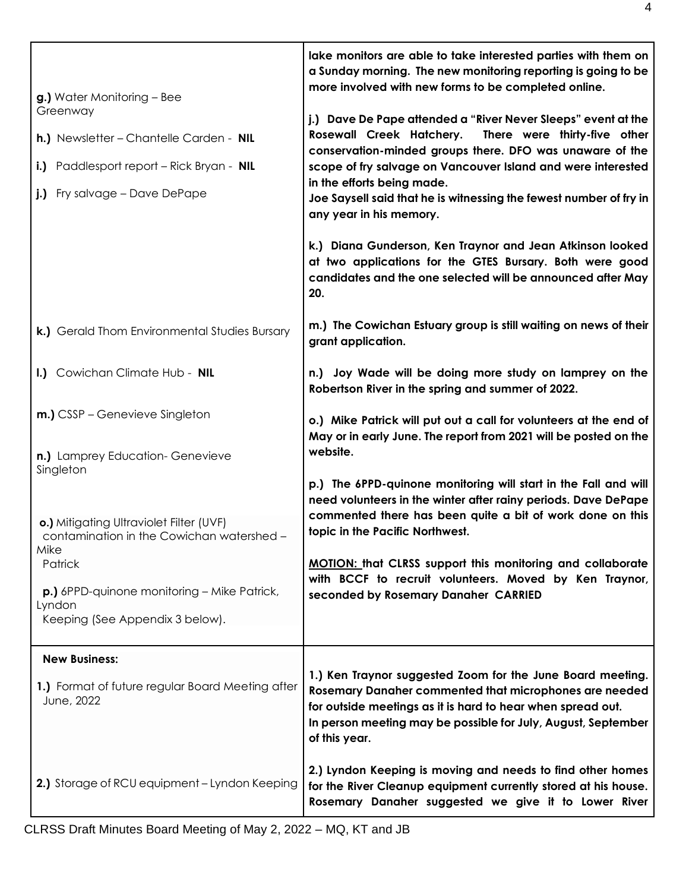| | |
|---|---|
| **g.)** Water Monitoring – Bee Greenway | **lake monitors are able to take interested parties with them on a Sunday morning. The new monitoring reporting is going to be more involved with new forms to be completed online.** |
| **h.)** Newsletter – Chantelle Carden - **NIL**<br>**i.)** Paddlesport report – Rick Bryan - **NIL**<br>**j.)** Fry salvage – Dave DePape | **j.) Dave De Pape attended a "River Never Sleeps" event at the Rosewall Creek Hatchery. There were thirty-five other conservation-minded groups there. DFO was unaware of the scope of fry salvage on Vancouver Island and were interested in the efforts being made.**<br>**Joe Saysell said that he is witnessing the fewest number of fry in any year in his memory.**<br><br>**k.) Diana Gunderson, Ken Traynor and Jean Atkinson looked at two applications for the GTES Bursary. Both were good candidates and the one selected will be announced after May 20.** |
| **k.)** Gerald Thom Environmental Studies Bursary | **m.) The Cowichan Estuary group is still waiting on news of their grant application.** |
| **l.)** Cowichan Climate Hub - **NIL** | **n.) Joy Wade will be doing more study on lamprey on the Robertson River in the spring and summer of 2022.** |
| **m.)** CSSP – Genevieve Singleton<br><br>**n.)** Lamprey Education- Genevieve Singleton<br><br>**o.)** Mitigating Ultraviolet Filter (UVF) contamination in the Cowichan watershed – Mike Patrick<br><br>**p.)** 6PPD-quinone monitoring – Mike Patrick, Lyndon Keeping (See Appendix 3 below). | **o.) Mike Patrick will put out a call for volunteers at the end of May or in early June. The report from 2021 will be posted on the website.**<br><br>**p.) The 6PPD-quinone monitoring will start in the Fall and will need volunteers in the winter after rainy periods. Dave DePape commented there has been quite a bit of work done on this topic in the Pacific Northwest.**<br><br>**<u>MOTION:</u> that CLRSS support this monitoring and collaborate with BCCF to recruit volunteers. Moved by Ken Traynor, seconded by Rosemary Danaher CARRIED** |
| **New Business:**<br><br>**1.)** Format of future regular Board Meeting after June, 2022 | **1.) Ken Traynor suggested Zoom for the June Board meeting. Rosemary Danaher commented that microphones are needed for outside meetings as it is hard to hear when spread out.**<br>**In person meeting may be possible for July, August, September of this year.** |
| **2.)** Storage of RCU equipment – Lyndon Keeping | **2.) Lyndon Keeping is moving and needs to find other homes for the River Cleanup equipment currently stored at his house. Rosemary Danaher suggested we give it to Lower River** |

CLRSS Draft Minutes Board Meeting of May 2, 2022 – MQ, KT and JB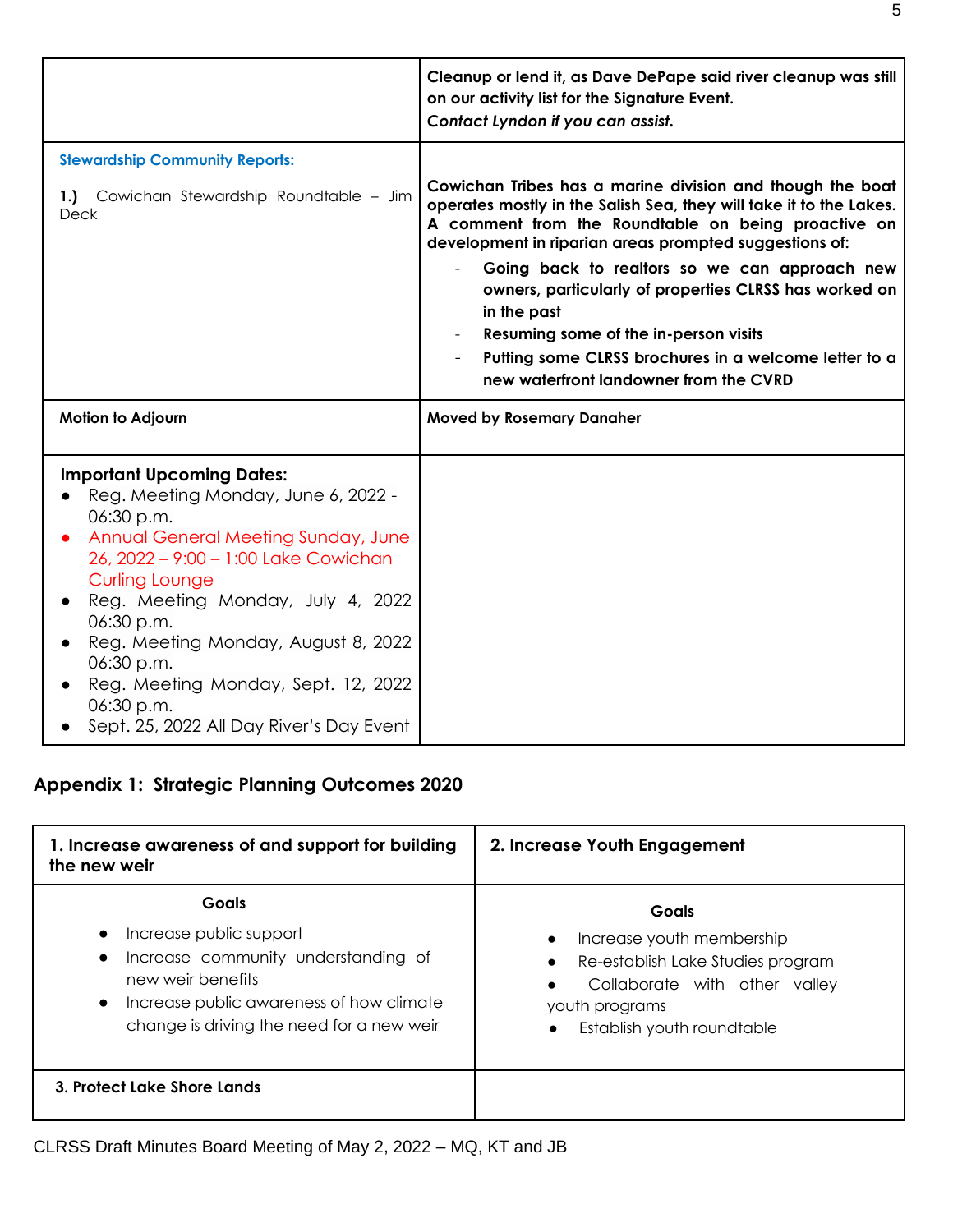| | |
|---|---|
| | **Cleanup or lend it, as Dave DePape said river cleanup was still on our activity list for the Signature Event.** ***Contact Lyndon if you can assist.*** |
| **Stewardship Community Reports:** **1.)** Cowichan Stewardship Roundtable – Jim Deck | **Cowichan Tribes has a marine division and though the boat operates mostly in the Salish Sea, they will take it to the Lakes. A comment from the Roundtable on being proactive on development in riparian areas prompted suggestions of:** <br> - **Going back to realtors so we can approach new owners, particularly of properties CLRSS has worked on in the past** <br> - **Resuming some of the in-person visits** <br> - **Putting some CLRSS brochures in a welcome letter to a new waterfront landowner from the CVRD** |
| **Motion to Adjourn** | **Moved by Rosemary Danaher** |
| **Important Upcoming Dates:** <br> • Reg. Meeting Monday, June 6, 2022 - 06:30 p.m. <br> • Annual General Meeting Sunday, June 26, 2022 – 9:00 – 1:00 Lake Cowichan Curling Lounge <br> • Reg. Meeting Monday, July 4, 2022 06:30 p.m. <br> • Reg. Meeting Monday, August 8, 2022 06:30 p.m. <br> • Reg. Meeting Monday, Sept. 12, 2022 06:30 p.m. <br> • Sept. 25, 2022 All Day River's Day Event | |

## Appendix 1: Strategic Planning Outcomes 2020

| 1. Increase awareness of and support for building the new weir | 2. Increase Youth Engagement |
|---|---|
| **Goals** <br> • Increase public support <br> • Increase community understanding of new weir benefits <br> • Increase public awareness of how climate change is driving the need for a new weir | **Goals** <br> • Increase youth membership <br> • Re-establish Lake Studies program <br> • Collaborate with other valley youth programs <br> • Establish youth roundtable |
| **3. Protect Lake Shore Lands** | |

CLRSS Draft Minutes Board Meeting of May 2, 2022 – MQ, KT and JB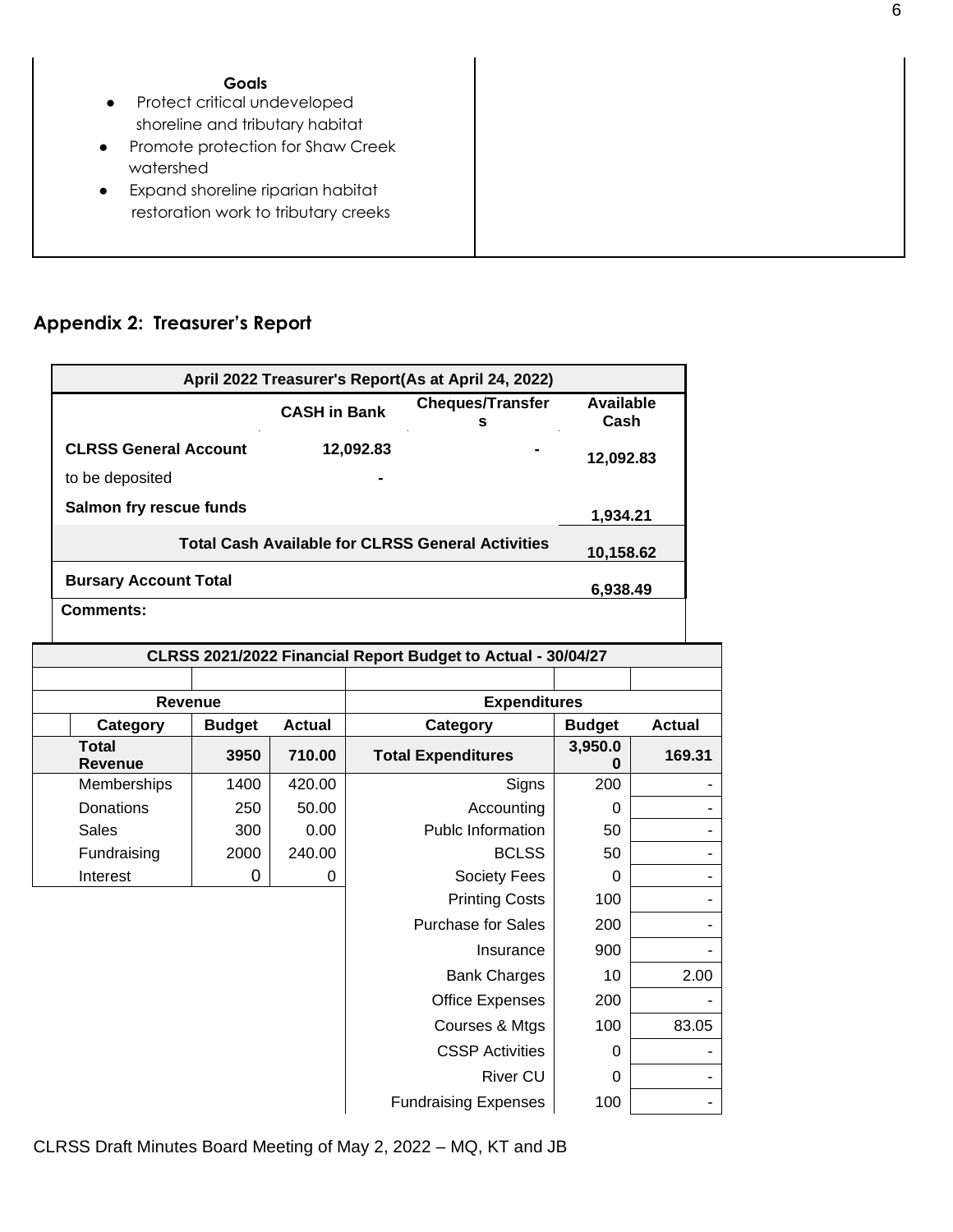**Goals**

- Protect critical undeveloped shoreline and tributary habitat
- Promote protection for Shaw Creek watershed
- Expand shoreline riparian habitat restoration work to tributary creeks

## Appendix 2: Treasurer's Report

| April 2022 Treasurer's Report(As at April 24, 2022) | | | |
|---|---|---|---|
| | **CASH in Bank** | **Cheques/Transfers** | **Available Cash** |
| **CLRSS General Account** | **12,092.83** | **-** | **12,092.83** |
| to be deposited | **-** | | |
| **Salmon fry rescue funds** | | | **1,934.21** |
| **Total Cash Available for CLRSS General Activities** | | | **10,158.62** |
| **Bursary Account Total** | | | **6,938.49** |
| **Comments:** | | | |

| CLRSS 2021/2022 Financial Report Budget to Actual - 30/04/27 | | | | | |
|---|---|---|---|---|---|
| **Revenue** | | | **Expenditures** | | |
| **Category** | **Budget** | **Actual** | **Category** | **Budget** | **Actual** |
| **Total Revenue** | **3950** | **710.00** | **Total Expenditures** | **3,950.00** | **169.31** |
| Memberships | 1400 | 420.00 | Signs | 200 | - |
| Donations | 250 | 50.00 | Accounting | 0 | - |
| Sales | 300 | 0.00 | Publc Information | 50 | - |
| Fundraising | 2000 | 240.00 | BCLSS | 50 | - |
| Interest | 0 | 0 | Society Fees | 0 | - |
| | | | Printing Costs | 100 | - |
| | | | Purchase for Sales | 200 | - |
| | | | Insurance | 900 | - |
| | | | Bank Charges | 10 | 2.00 |
| | | | Office Expenses | 200 | - |
| | | | Courses & Mtgs | 100 | 83.05 |
| | | | CSSP Activities | 0 | - |
| | | | River CU | 0 | - |
| | | | Fundraising Expenses | 100 | - |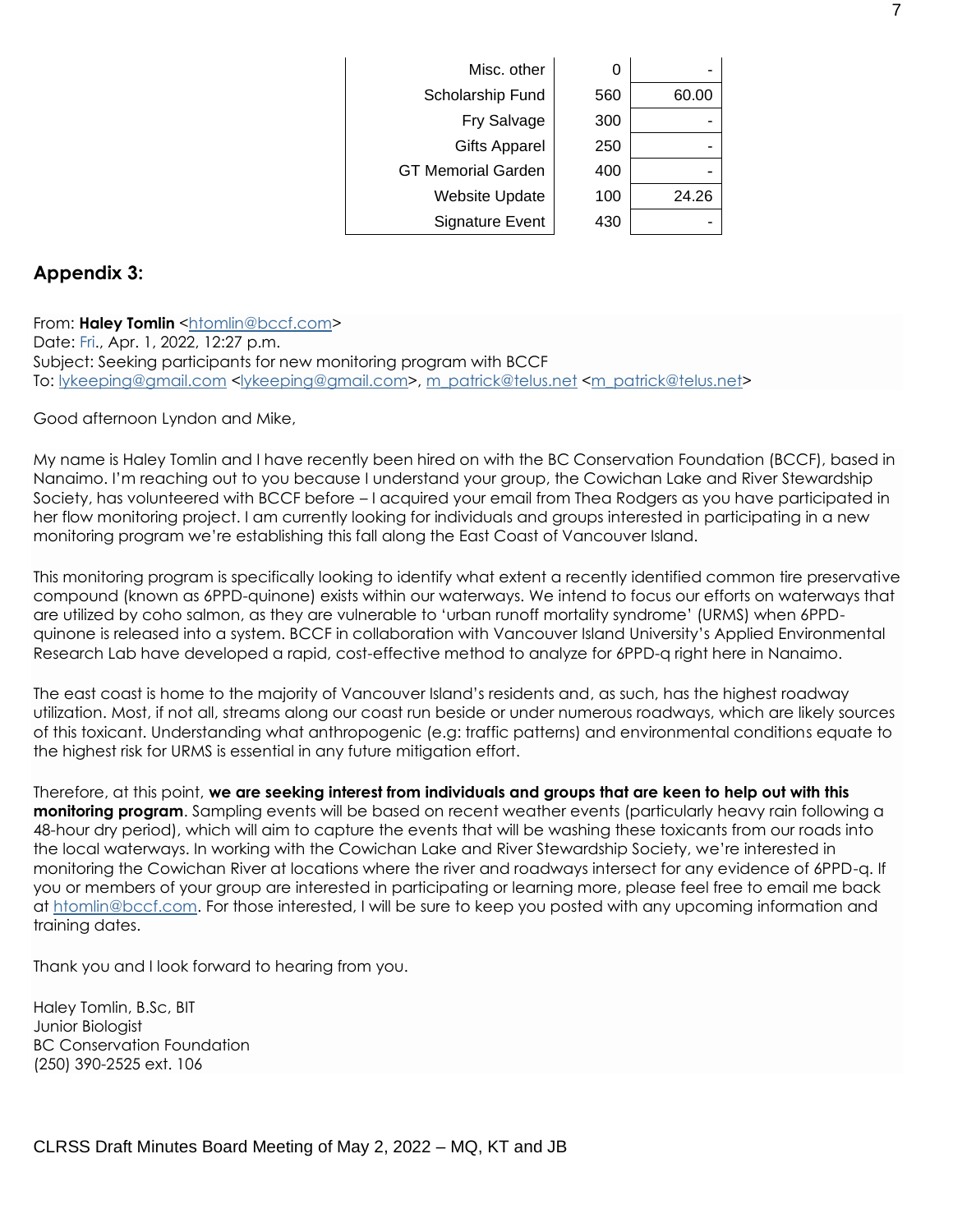| | | |
|---|---|---|
| Misc. other | 0 | - |
| Scholarship Fund | 560 | 60.00 |
| Fry Salvage | 300 | - |
| Gifts Apparel | 250 | - |
| GT Memorial Garden | 400 | - |
| Website Update | 100 | 24.26 |
| Signature Event | 430 | - |

## Appendix 3:

From: **Haley Tomlin** <htomlin@bccf.com>
Date: Fri., Apr. 1, 2022, 12:27 p.m.
Subject: Seeking participants for new monitoring program with BCCF
To: lykeeping@gmail.com <lykeeping@gmail.com>, m_patrick@telus.net <m_patrick@telus.net>

Good afternoon Lyndon and Mike,

My name is Haley Tomlin and I have recently been hired on with the BC Conservation Foundation (BCCF), based in Nanaimo. I'm reaching out to you because I understand your group, the Cowichan Lake and River Stewardship Society, has volunteered with BCCF before – I acquired your email from Thea Rodgers as you have participated in her flow monitoring project. I am currently looking for individuals and groups interested in participating in a new monitoring program we're establishing this fall along the East Coast of Vancouver Island.

This monitoring program is specifically looking to identify what extent a recently identified common tire preservative compound (known as 6PPD-quinone) exists within our waterways. We intend to focus our efforts on waterways that are utilized by coho salmon, as they are vulnerable to 'urban runoff mortality syndrome' (URMS) when 6PPD-quinone is released into a system. BCCF in collaboration with Vancouver Island University's Applied Environmental Research Lab have developed a rapid, cost-effective method to analyze for 6PPD-q right here in Nanaimo.

The east coast is home to the majority of Vancouver Island's residents and, as such, has the highest roadway utilization. Most, if not all, streams along our coast run beside or under numerous roadways, which are likely sources of this toxicant. Understanding what anthropogenic (e.g: traffic patterns) and environmental conditions equate to the highest risk for URMS is essential in any future mitigation effort.

Therefore, at this point, **we are seeking interest from individuals and groups that are keen to help out with this monitoring program**. Sampling events will be based on recent weather events (particularly heavy rain following a 48-hour dry period), which will aim to capture the events that will be washing these toxicants from our roads into the local waterways. In working with the Cowichan Lake and River Stewardship Society, we're interested in monitoring the Cowichan River at locations where the river and roadways intersect for any evidence of 6PPD-q. If you or members of your group are interested in participating or learning more, please feel free to email me back at htomlin@bccf.com. For those interested, I will be sure to keep you posted with any upcoming information and training dates.

Thank you and I look forward to hearing from you.

Haley Tomlin, B.Sc, BIT
Junior Biologist
BC Conservation Foundation
(250) 390-2525 ext. 106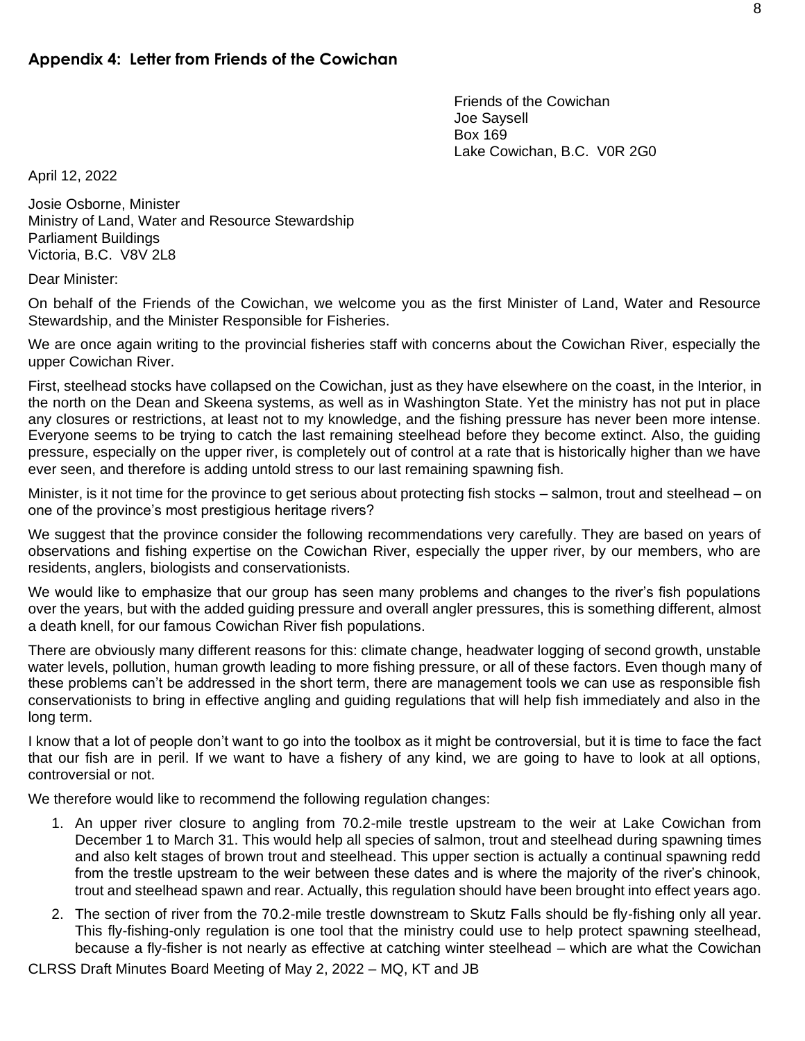## Appendix 4: Letter from Friends of the Cowichan

Friends of the Cowichan
Joe Saysell
Box 169
Lake Cowichan, B.C. V0R 2G0

April 12, 2022

Josie Osborne, Minister
Ministry of Land, Water and Resource Stewardship
Parliament Buildings
Victoria, B.C. V8V 2L8

Dear Minister:

On behalf of the Friends of the Cowichan, we welcome you as the first Minister of Land, Water and Resource Stewardship, and the Minister Responsible for Fisheries.

We are once again writing to the provincial fisheries staff with concerns about the Cowichan River, especially the upper Cowichan River.

First, steelhead stocks have collapsed on the Cowichan, just as they have elsewhere on the coast, in the Interior, in the north on the Dean and Skeena systems, as well as in Washington State. Yet the ministry has not put in place any closures or restrictions, at least not to my knowledge, and the fishing pressure has never been more intense. Everyone seems to be trying to catch the last remaining steelhead before they become extinct. Also, the guiding pressure, especially on the upper river, is completely out of control at a rate that is historically higher than we have ever seen, and therefore is adding untold stress to our last remaining spawning fish.

Minister, is it not time for the province to get serious about protecting fish stocks – salmon, trout and steelhead – on one of the province's most prestigious heritage rivers?

We suggest that the province consider the following recommendations very carefully. They are based on years of observations and fishing expertise on the Cowichan River, especially the upper river, by our members, who are residents, anglers, biologists and conservationists.

We would like to emphasize that our group has seen many problems and changes to the river's fish populations over the years, but with the added guiding pressure and overall angler pressures, this is something different, almost a death knell, for our famous Cowichan River fish populations.

There are obviously many different reasons for this: climate change, headwater logging of second growth, unstable water levels, pollution, human growth leading to more fishing pressure, or all of these factors. Even though many of these problems can't be addressed in the short term, there are management tools we can use as responsible fish conservationists to bring in effective angling and guiding regulations that will help fish immediately and also in the long term.

I know that a lot of people don't want to go into the toolbox as it might be controversial, but it is time to face the fact that our fish are in peril. If we want to have a fishery of any kind, we are going to have to look at all options, controversial or not.

We therefore would like to recommend the following regulation changes:

1. An upper river closure to angling from 70.2-mile trestle upstream to the weir at Lake Cowichan from December 1 to March 31. This would help all species of salmon, trout and steelhead during spawning times and also kelt stages of brown trout and steelhead. This upper section is actually a continual spawning redd from the trestle upstream to the weir between these dates and is where the majority of the river's chinook, trout and steelhead spawn and rear. Actually, this regulation should have been brought into effect years ago.
2. The section of river from the 70.2-mile trestle downstream to Skutz Falls should be fly-fishing only all year. This fly-fishing-only regulation is one tool that the ministry could use to help protect spawning steelhead, because a fly-fisher is not nearly as effective at catching winter steelhead – which are what the Cowichan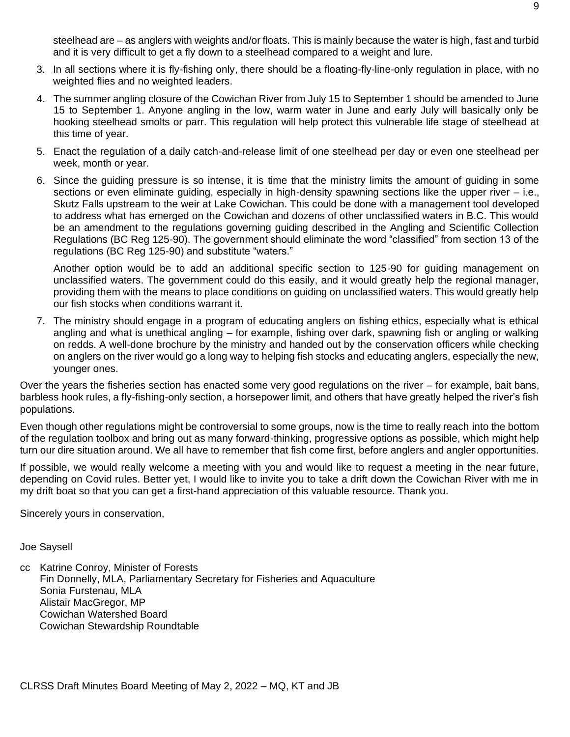steelhead are – as anglers with weights and/or floats. This is mainly because the water is high, fast and turbid and it is very difficult to get a fly down to a steelhead compared to a weight and lure.

3. In all sections where it is fly-fishing only, there should be a floating-fly-line-only regulation in place, with no weighted flies and no weighted leaders.
4. The summer angling closure of the Cowichan River from July 15 to September 1 should be amended to June 15 to September 1. Anyone angling in the low, warm water in June and early July will basically only be hooking steelhead smolts or parr. This regulation will help protect this vulnerable life stage of steelhead at this time of year.
5. Enact the regulation of a daily catch-and-release limit of one steelhead per day or even one steelhead per week, month or year.
6. Since the guiding pressure is so intense, it is time that the ministry limits the amount of guiding in some sections or even eliminate guiding, especially in high-density spawning sections like the upper river – i.e., Skutz Falls upstream to the weir at Lake Cowichan. This could be done with a management tool developed to address what has emerged on the Cowichan and dozens of other unclassified waters in B.C. This would be an amendment to the regulations governing guiding described in the Angling and Scientific Collection Regulations (BC Reg 125-90). The government should eliminate the word "classified" from section 13 of the regulations (BC Reg 125-90) and substitute "waters."

   Another option would be to add an additional specific section to 125-90 for guiding management on unclassified waters. The government could do this easily, and it would greatly help the regional manager, providing them with the means to place conditions on guiding on unclassified waters. This would greatly help our fish stocks when conditions warrant it.

7. The ministry should engage in a program of educating anglers on fishing ethics, especially what is ethical angling and what is unethical angling – for example, fishing over dark, spawning fish or angling or walking on redds. A well-done brochure by the ministry and handed out by the conservation officers while checking on anglers on the river would go a long way to helping fish stocks and educating anglers, especially the new, younger ones.

Over the years the fisheries section has enacted some very good regulations on the river – for example, bait bans, barbless hook rules, a fly-fishing-only section, a horsepower limit, and others that have greatly helped the river's fish populations.

Even though other regulations might be controversial to some groups, now is the time to really reach into the bottom of the regulation toolbox and bring out as many forward-thinking, progressive options as possible, which might help turn our dire situation around. We all have to remember that fish come first, before anglers and angler opportunities.

If possible, we would really welcome a meeting with you and would like to request a meeting in the near future, depending on Covid rules. Better yet, I would like to invite you to take a drift down the Cowichan River with me in my drift boat so that you can get a first-hand appreciation of this valuable resource. Thank you.

Sincerely yours in conservation,

Joe Saysell

cc Katrine Conroy, Minister of Forests
Fin Donnelly, MLA, Parliamentary Secretary for Fisheries and Aquaculture
Sonia Furstenau, MLA
Alistair MacGregor, MP
Cowichan Watershed Board
Cowichan Stewardship Roundtable